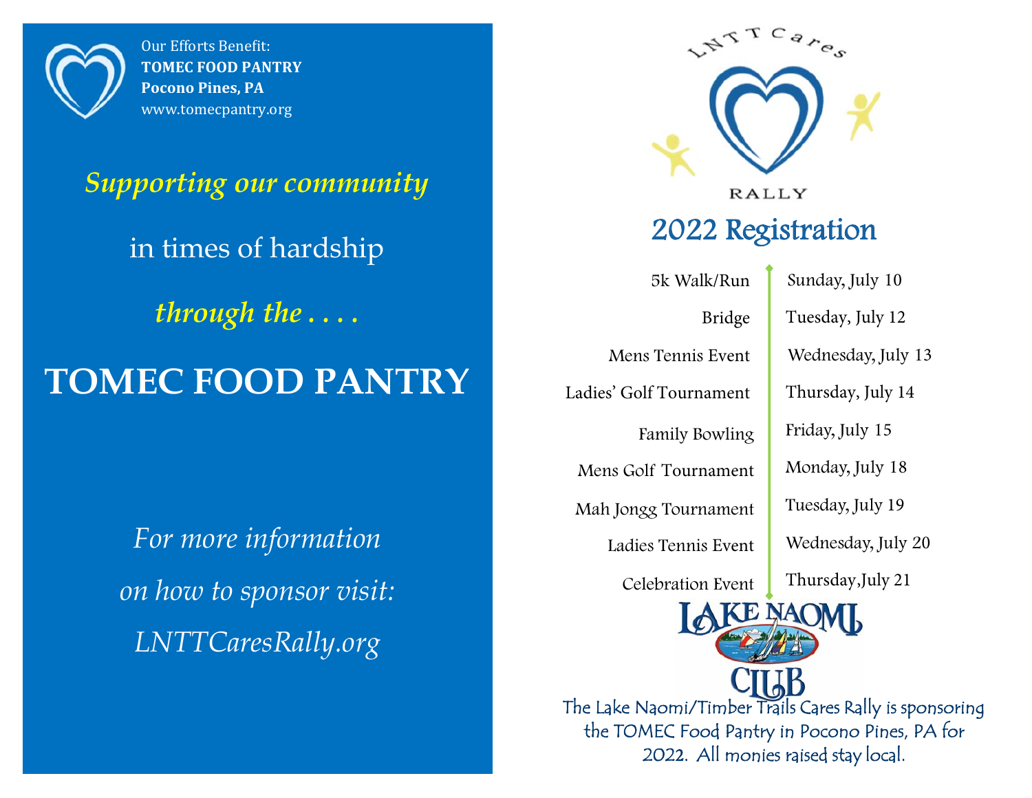Our Efforts Benefit:
**TOMEC FOOD PANTRY**
**Pocono Pines, PA**
www.tomecpantry.org

*Supporting our community*

in times of hardship

*through the . . . .*

# TOMEC FOOD PANTRY

*For more information*

*on how to sponsor visit:*

*LNTTCaresRally.org*

LNTT Cares

RALLY

## 2022 Registration

| Event | Date |
|---|---|
| 5k Walk/Run | Sunday, July 10 |
| Bridge | Tuesday, July 12 |
| Mens Tennis Event | Wednesday, July 13 |
| Ladies' Golf Tournament | Thursday, July 14 |
| Family Bowling | Friday, July 15 |
| Mens Golf Tournament | Monday, July 18 |
| Mah Jongg Tournament | Tuesday, July 19 |
| Ladies Tennis Event | Wednesday, July 20 |
| Celebration Event | Thursday,July 21 |

LAKE NAOMI CLUB

The Lake Naomi/Timber Trails Cares Rally is sponsoring the TOMEC Food Pantry in Pocono Pines, PA for 2022. All monies raised stay local.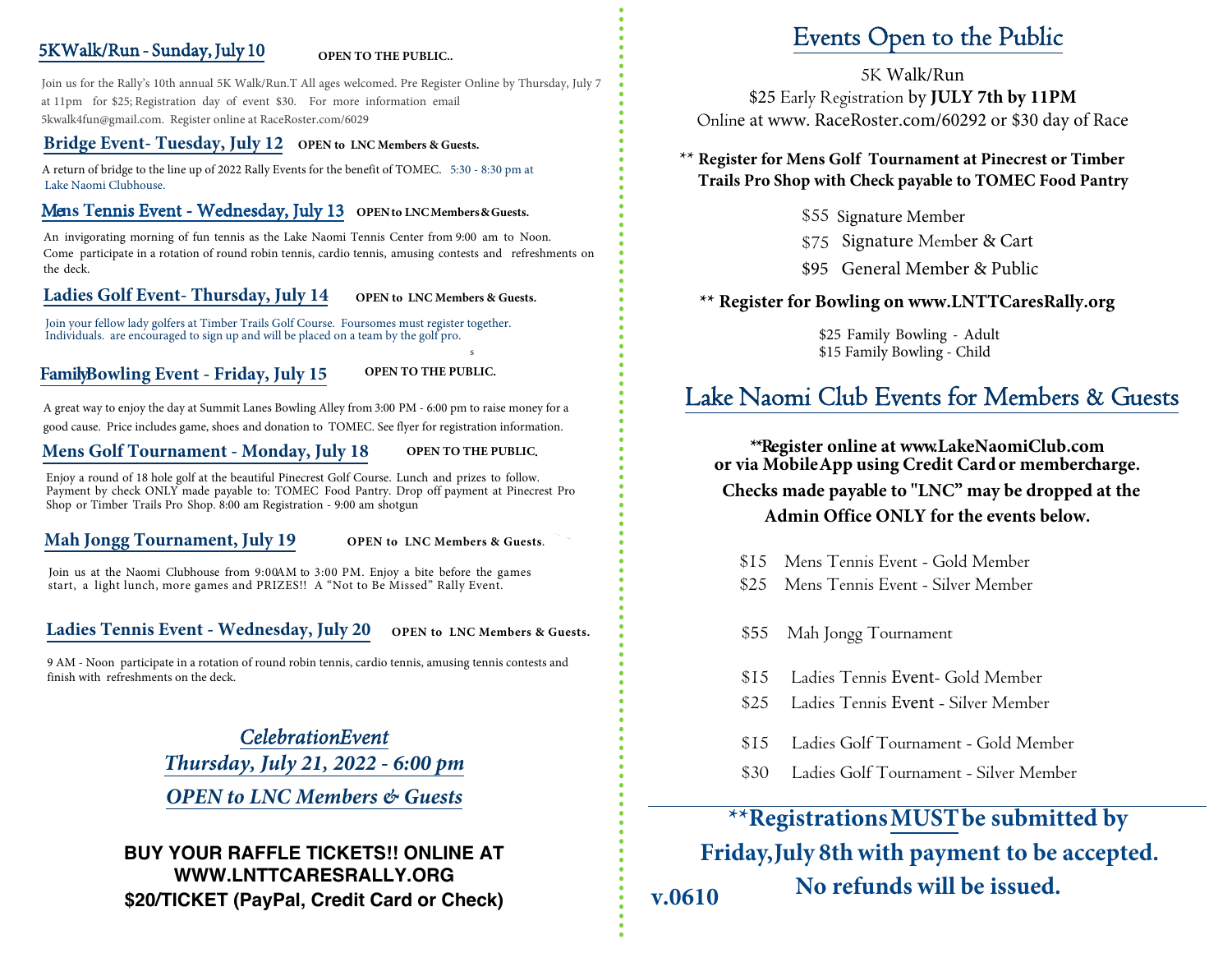## 5KWalk/Run - Sunday, July 10

**OPEN TO THE PUBLIC..**

Join us for the Rally's 10th annual 5K Walk/Run.T All ages welcomed. Pre Register Online by Thursday, July 7 at 11pm for $25; Registration day of event $30. For more information email 5kwalk4fun@gmail.com. Register online at RaceRoster.com/6029

## Bridge Event- Tuesday, July 12

**OPEN to LNC Members & Guests.**

A return of bridge to the line up of 2022 Rally Events for the benefit of TOMEC. 5:30 - 8:30 pm at Lake Naomi Clubhouse.

## Mens Tennis Event - Wednesday, July 13

**OPEN to LNC Members & Guests.**

An invigorating morning of fun tennis as the Lake Naomi Tennis Center from 9:00 am to Noon. Come participate in a rotation of round robin tennis, cardio tennis, amusing contests and refreshments on the deck.

## Ladies Golf Event- Thursday, July 14

**OPEN to LNC Members & Guests.**

Join your fellow lady golfers at Timber Trails Golf Course. Foursomes must register together. Individuals. are encouraged to sign up and will be placed on a team by the golf pro.

## FamilyBowling Event - Friday, July 15

**OPEN TO THE PUBLIC.**

A great way to enjoy the day at Summit Lanes Bowling Alley from 3:00 PM - 6:00 pm to raise money for a good cause. Price includes game, shoes and donation to TOMEC. See flyer for registration information.

## Mens Golf Tournament - Monday, July 18

**OPEN TO THE PUBLIC.**

Enjoy a round of 18 hole golf at the beautiful Pinecrest Golf Course. Lunch and prizes to follow. Payment by check ONLY made payable to: TOMEC Food Pantry. Drop off payment at Pinecrest Pro Shop or Timber Trails Pro Shop. 8:00 am Registration - 9:00 am shotgun

## Mah Jongg Tournament, July 19

**OPEN to LNC Members & Guests.**

Join us at the Naomi Clubhouse from 9:00AM to 3:00 PM. Enjoy a bite before the games start, a light lunch, more games and PRIZES!! A "Not to Be Missed" Rally Event.

## Ladies Tennis Event - Wednesday, July 20

**OPEN to LNC Members & Guests.**

9 AM - Noon participate in a rotation of round robin tennis, cardio tennis, amusing tennis contests and finish with refreshments on the deck.

***CelebrationEvent***
***Thursday, July 21, 2022 - 6:00 pm***
***OPEN to LNC Members & Guests***

**BUY YOUR RAFFLE TICKETS!! ONLINE AT WWW.LNTTCARESRALLY.ORG**
**$20/TICKET (PayPal, Credit Card or Check)**

# Events Open to the Public

5K Walk/Run
$25 Early Registration by **JULY 7th by 11PM**
Online at www. RaceRoster.com/60292 or $30 day of Race

**** Register for Mens Golf Tournament at Pinecrest or Timber Trails Pro Shop with Check payable to TOMEC Food Pantry**

- $55 Signature Member
- $75 Signature Member & Cart
- $95 General Member & Public

**** Register for Bowling on www.LNTTCaresRally.org**

- $25 Family Bowling - Adult
- $15 Family Bowling - Child

# Lake Naomi Club Events for Members & Guests

****Register online at www.LakeNaomiClub.com or via MobileApp using Credit Card or membercharge. Checks made payable to "LNC" may be dropped at the Admin Office ONLY for the events below.**

- $15 Mens Tennis Event - Gold Member
- $25 Mens Tennis Event - Silver Member
- $55 Mah Jongg Tournament
- $15 Ladies Tennis Event- Gold Member
- $25 Ladies Tennis Event - Silver Member
- $15 Ladies Golf Tournament - Gold Member
- $30 Ladies Golf Tournament - Silver Member

****Registrations MUST be submitted by Friday, July 8th with payment to be accepted. No refunds will be issued.**

**v.0610**